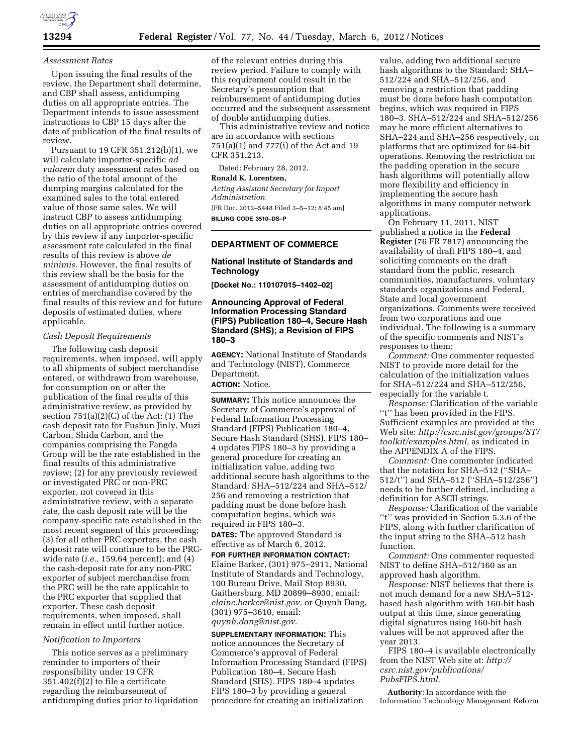### *Assessment Rates*

Upon issuing the final results of the review, the Department shall determine, and CBP shall assess, antidumping duties on all appropriate entries. The Department intends to issue assessment instructions to CBP 15 days after the date of publication of the final results of review.

Pursuant to 19 CFR 351.212(b)(1), we will calculate importer-specific *ad valorem* duty assessment rates based on the ratio of the total amount of the dumping margins calculated for the examined sales to the total entered value of those same sales. We will instruct CBP to assess antidumping duties on all appropriate entries covered by this review if any importer-specific assessment rate calculated in the final results of this review is above *de minimis*. However, the final results of this review shall be the basis for the assessment of antidumping duties on entries of merchandise covered by the final results of this review and for future deposits of estimated duties, where applicable.

### *Cash Deposit Requirements*

The following cash deposit requirements, when imposed, will apply to all shipments of subject merchandise entered, or withdrawn from warehouse, for consumption on or after the publication of the final results of this administrative review, as provided by section 751(a)(2)(C) of the Act: (1) The cash deposit rate for Fushun Jinly, Muzi Carbon, Shida Carbon, and the companies comprising the Fangda Group will be the rate established in the final results of this administrative review; (2) for any previously reviewed or investigated PRC or non-PRC exporter, not covered in this administrative review, with a separate rate, the cash deposit rate will be the company-specific rate established in the most recent segment of this proceeding; (3) for all other PRC exporters, the cash deposit rate will continue to be the PRC-wide rate (*i.e.,* 159.64 percent); and (4) the cash-deposit rate for any non-PRC exporter of subject merchandise from the PRC will be the rate applicable to the PRC exporter that supplied that exporter. These cash deposit requirements, when imposed, shall remain in effect until further notice.

### *Notification to Importers*

This notice serves as a preliminary reminder to importers of their responsibility under 19 CFR 351.402(f)(2) to file a certificate regarding the reimbursement of antidumping duties prior to liquidation of the relevant entries during this review period. Failure to comply with this requirement could result in the Secretary's presumption that reimbursement of antidumping duties occurred and the subsequent assessment of double antidumping duties.

This administrative review and notice are in accordance with sections 751(a)(1) and 777(i) of the Act and 19 CFR 351.213.

Dated: February 28, 2012.

**Ronald K. Lorentzen,**

*Acting Assistant Secretary for Import Administration.*

[FR Doc. 2012–5448 Filed 3–5–12; 8:45 am]

**BILLING CODE 3510–DS–P**

---

## DEPARTMENT OF COMMERCE

### National Institute of Standards and Technology

**[Docket No.: 110107015–1402–02]**

### Announcing Approval of Federal Information Processing Standard (FIPS) Publication 180–4, Secure Hash Standard (SHS); a Revision of FIPS 180–3

**AGENCY:** National Institute of Standards and Technology (NIST), Commerce Department.

**ACTION:** Notice.

**SUMMARY:** This notice announces the Secretary of Commerce's approval of Federal Information Processing Standard (FIPS) Publication 180–4, Secure Hash Standard (SHS). FIPS 180–4 updates FIPS 180–3 by providing a general procedure for creating an initialization value, adding two additional secure hash algorithms to the Standard: SHA–512/224 and SHA–512/256 and removing a restriction that padding must be done before hash computation begins, which was required in FIPS 180–3.

**DATES:** The approved Standard is effective as of March 6, 2012.

**FOR FURTHER INFORMATION CONTACT:** Elaine Barker, (301) 975–2911, National Institute of Standards and Technology, 100 Bureau Drive, Mail Stop 8930, Gaithersburg, MD 20899–8930, email: *elaine.barker@nist.gov,* or Quynh Dang, (301) 975–3610, email: *quynh.dang@nist.gov*.

**SUPPLEMENTARY INFORMATION:** This notice announces the Secretary of Commerce's approval of Federal Information Processing Standard (FIPS) Publication 180–4, Secure Hash Standard (SHS). FIPS 180–4 updates FIPS 180–3 by providing a general procedure for creating an initialization value, adding two additional secure hash algorithms to the Standard: SHA–512/224 and SHA–512/256, and removing a restriction that padding must be done before hash computation begins, which was required in FIPS 180–3. SHA–512/224 and SHA–512/256 may be more efficient alternatives to SHA–224 and SHA–256 respectively, on platforms that are optimized for 64-bit operations. Removing the restriction on the padding operation in the secure hash algorithms will potentially allow more flexibility and efficiency in implementing the secure hash algorithms in many computer network applications.

On February 11, 2011, NIST published a notice in the **Federal Register** (76 FR 7817) announcing the availability of draft FIPS 180–4, and soliciting comments on the draft standard from the public, research communities, manufacturers, voluntary standards organizations and Federal, State and local government organizations. Comments were received from two corporations and one individual. The following is a summary of the specific comments and NIST's responses to them:

*Comment:* One commenter requested NIST to provide more detail for the calculation of the initialization values for SHA–512/224 and SHA–512/256, especially for the variable t.

*Response:* Clarification of the variable ''t'' has been provided in the FIPS. Sufficient examples are provided at the Web site: *http://csrc.nist.gov/groups/ST/toolkit/examples.html,* as indicated in the APPENDIX A of the FIPS.

*Comment:* One commenter indicated that the notation for SHA–512 (''SHA–512/t'') and SHA–512 (''SHA–512/256'') needs to be further defined, including a definition for ASCII strings.

*Response:* Clarification of the variable ''t'' was provided in Section 5.3.6 of the FIPS, along with further clarification of the input string to the SHA–512 hash function.

*Comment:* One commenter requested NIST to define SHA–512/160 as an approved hash algorithm.

*Response:* NIST believes that there is not much demand for a new SHA–512-based hash algorithm with 160-bit hash output at this time, since generating digital signatures using 160-bit hash values will be not approved after the year 2013.

FIPS 180–4 is available electronically from the NIST Web site at: *http://csrc.nist.gov/publications/PubsFIPS.html*.

**Authority:** In accordance with the Information Technology Management Reform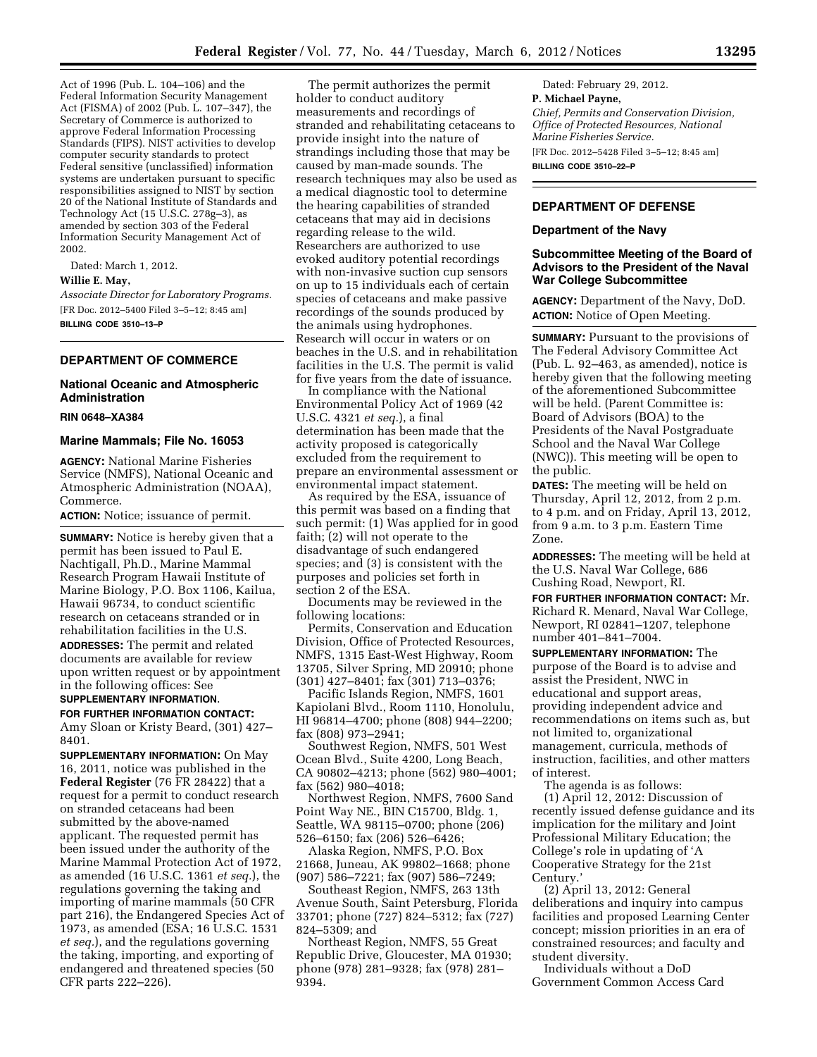Act of 1996 (Pub. L. 104–106) and the Federal Information Security Management Act (FISMA) of 2002 (Pub. L. 107–347), the Secretary of Commerce is authorized to approve Federal Information Processing Standards (FIPS). NIST activities to develop computer security standards to protect Federal sensitive (unclassified) information systems are undertaken pursuant to specific responsibilities assigned to NIST by section 20 of the National Institute of Standards and Technology Act (15 U.S.C. 278g–3), as amended by section 303 of the Federal Information Security Management Act of 2002.

Dated: March 1, 2012.

**Willie E. May,**

*Associate Director for Laboratory Programs.*

[FR Doc. 2012–5400 Filed 3–5–12; 8:45 am]

**BILLING CODE 3510–13–P**

---

## DEPARTMENT OF COMMERCE

### National Oceanic and Atmospheric Administration

**RIN 0648–XA384**

### Marine Mammals; File No. 16053

**AGENCY:** National Marine Fisheries Service (NMFS), National Oceanic and Atmospheric Administration (NOAA), Commerce.

**ACTION:** Notice; issuance of permit.

**SUMMARY:** Notice is hereby given that a permit has been issued to Paul E. Nachtigall, Ph.D., Marine Mammal Research Program Hawaii Institute of Marine Biology, P.O. Box 1106, Kailua, Hawaii 96734, to conduct scientific research on cetaceans stranded or in rehabilitation facilities in the U.S.

**ADDRESSES:** The permit and related documents are available for review upon written request or by appointment in the following offices: See **SUPPLEMENTARY INFORMATION**.

**FOR FURTHER INFORMATION CONTACT:** Amy Sloan or Kristy Beard, (301) 427–8401.

**SUPPLEMENTARY INFORMATION:** On May 16, 2011, notice was published in the **Federal Register** (76 FR 28422) that a request for a permit to conduct research on stranded cetaceans had been submitted by the above-named applicant. The requested permit has been issued under the authority of the Marine Mammal Protection Act of 1972, as amended (16 U.S.C. 1361 *et seq.*), the regulations governing the taking and importing of marine mammals (50 CFR part 216), the Endangered Species Act of 1973, as amended (ESA; 16 U.S.C. 1531 *et seq.*), and the regulations governing the taking, importing, and exporting of endangered and threatened species (50 CFR parts 222–226).

The permit authorizes the permit holder to conduct auditory measurements and recordings of stranded and rehabilitating cetaceans to provide insight into the nature of strandings including those that may be caused by man-made sounds. The research techniques may also be used as a medical diagnostic tool to determine the hearing capabilities of stranded cetaceans that may aid in decisions regarding release to the wild. Researchers are authorized to use evoked auditory potential recordings with non-invasive suction cup sensors on up to 15 individuals each of certain species of cetaceans and make passive recordings of the sounds produced by the animals using hydrophones. Research will occur in waters or on beaches in the U.S. and in rehabilitation facilities in the U.S. The permit is valid for five years from the date of issuance.

In compliance with the National Environmental Policy Act of 1969 (42 U.S.C. 4321 *et seq.*), a final determination has been made that the activity proposed is categorically excluded from the requirement to prepare an environmental assessment or environmental impact statement.

As required by the ESA, issuance of this permit was based on a finding that such permit: (1) Was applied for in good faith; (2) will not operate to the disadvantage of such endangered species; and (3) is consistent with the purposes and policies set forth in section 2 of the ESA.

Documents may be reviewed in the following locations:

Permits, Conservation and Education Division, Office of Protected Resources, NMFS, 1315 East-West Highway, Room 13705, Silver Spring, MD 20910; phone (301) 427–8401; fax (301) 713–0376;

Pacific Islands Region, NMFS, 1601 Kapiolani Blvd., Room 1110, Honolulu, HI 96814–4700; phone (808) 944–2200; fax (808) 973–2941;

Southwest Region, NMFS, 501 West Ocean Blvd., Suite 4200, Long Beach, CA 90802–4213; phone (562) 980–4001; fax (562) 980–4018;

Northwest Region, NMFS, 7600 Sand Point Way NE., BIN C15700, Bldg. 1, Seattle, WA 98115–0700; phone (206) 526–6150; fax (206) 526–6426;

Alaska Region, NMFS, P.O. Box 21668, Juneau, AK 99802–1668; phone (907) 586–7221; fax (907) 586–7249;

Southeast Region, NMFS, 263 13th Avenue South, Saint Petersburg, Florida 33701; phone (727) 824–5312; fax (727) 824–5309; and

Northeast Region, NMFS, 55 Great Republic Drive, Gloucester, MA 01930; phone (978) 281–9328; fax (978) 281–9394.

Dated: February 29, 2012.

**P. Michael Payne,**

*Chief, Permits and Conservation Division, Office of Protected Resources, National Marine Fisheries Service.*

[FR Doc. 2012–5428 Filed 3–5–12; 8:45 am]

**BILLING CODE 3510–22–P**

---

## DEPARTMENT OF DEFENSE

### Department of the Navy

### Subcommittee Meeting of the Board of Advisors to the President of the Naval War College Subcommittee

**AGENCY:** Department of the Navy, DoD.

**ACTION:** Notice of Open Meeting.

**SUMMARY:** Pursuant to the provisions of The Federal Advisory Committee Act (Pub. L. 92–463, as amended), notice is hereby given that the following meeting of the aforementioned Subcommittee will be held. (Parent Committee is: Board of Advisors (BOA) to the Presidents of the Naval Postgraduate School and the Naval War College (NWC)). This meeting will be open to the public.

**DATES:** The meeting will be held on Thursday, April 12, 2012, from 2 p.m. to 4 p.m. and on Friday, April 13, 2012, from 9 a.m. to 3 p.m. Eastern Time Zone.

**ADDRESSES:** The meeting will be held at the U.S. Naval War College, 686 Cushing Road, Newport, RI.

**FOR FURTHER INFORMATION CONTACT:** Mr. Richard R. Menard, Naval War College, Newport, RI 02841–1207, telephone number 401–841–7004.

**SUPPLEMENTARY INFORMATION:** The purpose of the Board is to advise and assist the President, NWC in educational and support areas, providing independent advice and recommendations on items such as, but not limited to, organizational management, curricula, methods of instruction, facilities, and other matters of interest.

The agenda is as follows:

(1) April 12, 2012: Discussion of recently issued defense guidance and its implication for the military and Joint Professional Military Education; the College's role in updating of 'A Cooperative Strategy for the 21st Century.'

(2) April 13, 2012: General deliberations and inquiry into campus facilities and proposed Learning Center concept; mission priorities in an era of constrained resources; and faculty and student diversity.

Individuals without a DoD Government Common Access Card